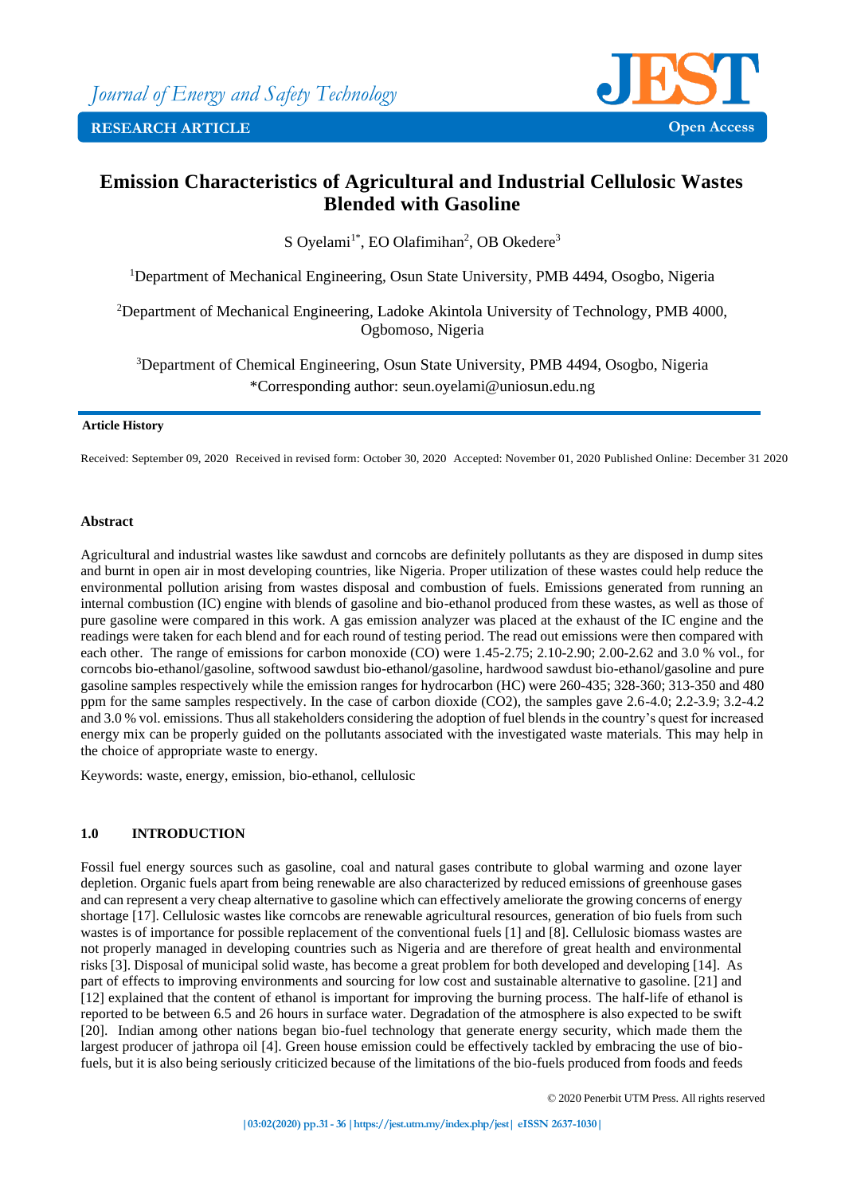Journal of Energy and Safety Technology

RESEARCH ARTICLE

Open Access

# Emission Characteristics of Agricultural and Industrial Cellulosic Wastes Blended with Gasoline

S Oyelami[1*], EO Olafimihan[2], OB Okedere[3]

[1]Department of Mechanical Engineering, Osun State University, PMB 4494, Osogbo, Nigeria

[2]Department of Mechanical Engineering, Ladoke Akintola University of Technology, PMB 4000, Ogbomoso, Nigeria

[3]Department of Chemical Engineering, Osun State University, PMB 4494, Osogbo, Nigeria

*Corresponding author: seun.oyelami@uniosun.edu.ng

**Article History**

Received: September 09, 2020 Received in revised form: October 30, 2020 Accepted: November 01, 2020 Published Online: December 31 2020

## Abstract

Agricultural and industrial wastes like sawdust and corncobs are definitely pollutants as they are disposed in dump sites and burnt in open air in most developing countries, like Nigeria. Proper utilization of these wastes could help reduce the environmental pollution arising from wastes disposal and combustion of fuels. Emissions generated from running an internal combustion (IC) engine with blends of gasoline and bio-ethanol produced from these wastes, as well as those of pure gasoline were compared in this work. A gas emission analyzer was placed at the exhaust of the IC engine and the readings were taken for each blend and for each round of testing period. The read out emissions were then compared with each other. The range of emissions for carbon monoxide (CO) were 1.45-2.75; 2.10-2.90; 2.00-2.62 and 3.0 % vol., for corncobs bio-ethanol/gasoline, softwood sawdust bio-ethanol/gasoline, hardwood sawdust bio-ethanol/gasoline and pure gasoline samples respectively while the emission ranges for hydrocarbon (HC) were 260-435; 328-360; 313-350 and 480 ppm for the same samples respectively. In the case of carbon dioxide ($CO_2$), the samples gave 2.6-4.0; 2.2-3.9; 3.2-4.2 and 3.0 % vol. emissions. Thus all stakeholders considering the adoption of fuel blends in the country's quest for increased energy mix can be properly guided on the pollutants associated with the investigated waste materials. This may help in the choice of appropriate waste to energy.

Keywords: waste, energy, emission, bio-ethanol, cellulosic

## 1.0 INTRODUCTION

Fossil fuel energy sources such as gasoline, coal and natural gases contribute to global warming and ozone layer depletion. Organic fuels apart from being renewable are also characterized by reduced emissions of greenhouse gases and can represent a very cheap alternative to gasoline which can effectively ameliorate the growing concerns of energy shortage [17]. Cellulosic wastes like corncobs are renewable agricultural resources, generation of bio fuels from such wastes is of importance for possible replacement of the conventional fuels [1] and [8]. Cellulosic biomass wastes are not properly managed in developing countries such as Nigeria and are therefore of great health and environmental risks [3]. Disposal of municipal solid waste, has become a great problem for both developed and developing [14]. As part of effects to improving environments and sourcing for low cost and sustainable alternative to gasoline. [21] and [12] explained that the content of ethanol is important for improving the burning process. The half-life of ethanol is reported to be between 6.5 and 26 hours in surface water. Degradation of the atmosphere is also expected to be swift [20]. Indian among other nations began bio-fuel technology that generate energy security, which made them the largest producer of jathropa oil [4]. Green house emission could be effectively tackled by embracing the use of bio-fuels, but it is also being seriously criticized because of the limitations of the bio-fuels produced from foods and feeds

© 2020 Penerbit UTM Press. All rights reserved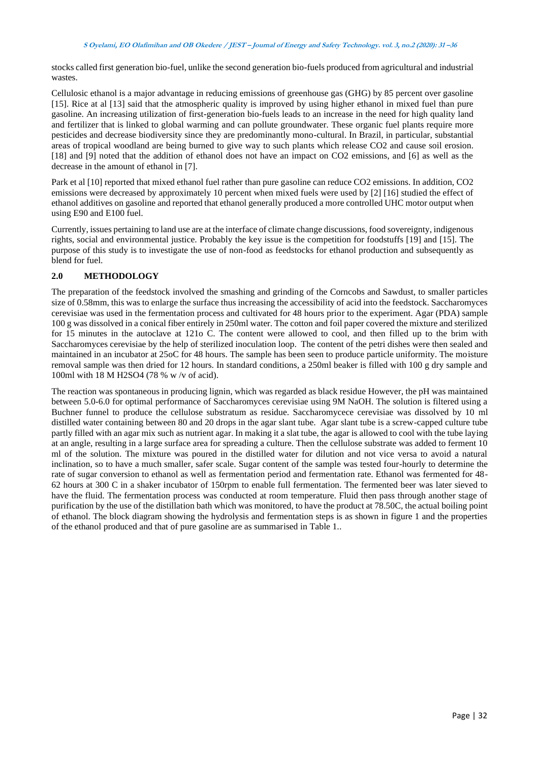stocks called first generation bio-fuel, unlike the second generation bio-fuels produced from agricultural and industrial wastes.

Cellulosic ethanol is a major advantage in reducing emissions of greenhouse gas (GHG) by 85 percent over gasoline [15]. Rice at al [13] said that the atmospheric quality is improved by using higher ethanol in mixed fuel than pure gasoline. An increasing utilization of first-generation bio-fuels leads to an increase in the need for high quality land and fertilizer that is linked to global warming and can pollute groundwater. These organic fuel plants require more pesticides and decrease biodiversity since they are predominantly mono-cultural. In Brazil, in particular, substantial areas of tropical woodland are being burned to give way to such plants which release $CO_2$ and cause soil erosion. [18] and [9] noted that the addition of ethanol does not have an impact on $CO_2$ emissions, and [6] as well as the decrease in the amount of ethanol in [7].

Park et al [10] reported that mixed ethanol fuel rather than pure gasoline can reduce $CO_2$ emissions. In addition, $CO_2$ emissions were decreased by approximately 10 percent when mixed fuels were used by [2] [16] studied the effect of ethanol additives on gasoline and reported that ethanol generally produced a more controlled UHC motor output when using E90 and E100 fuel.

Currently, issues pertaining to land use are at the interface of climate change discussions, food sovereignty, indigenous rights, social and environmental justice. Probably the key issue is the competition for foodstuffs [19] and [15]. The purpose of this study is to investigate the use of non-food as feedstocks for ethanol production and subsequently as blend for fuel.

## 2.0 METHODOLOGY

The preparation of the feedstock involved the smashing and grinding of the Corncobs and Sawdust, to smaller particles size of 0.58mm, this was to enlarge the surface thus increasing the accessibility of acid into the feedstock. Saccharomyces cerevisiae was used in the fermentation process and cultivated for 48 hours prior to the experiment. Agar (PDA) sample 100 g was dissolved in a conical fiber entirely in 250ml water. The cotton and foil paper covered the mixture and sterilized for 15 minutes in the autoclave at 121o C. The content were allowed to cool, and then filled up to the brim with Saccharomyces cerevisiae by the help of sterilized inoculation loop. The content of the petri dishes were then sealed and maintained in an incubator at 25oC for 48 hours. The sample has been seen to produce particle uniformity. The moisture removal sample was then dried for 12 hours. In standard conditions, a 250ml beaker is filled with 100 g dry sample and 100ml with 18 M $H_2SO_4$ (78 % w /v of acid).

The reaction was spontaneous in producing lignin, which was regarded as black residue However, the pH was maintained between 5.0-6.0 for optimal performance of Saccharomyces cerevisiae using 9M NaOH. The solution is filtered using a Buchner funnel to produce the cellulose substratum as residue. Saccharomycece cerevisiae was dissolved by 10 ml distilled water containing between 80 and 20 drops in the agar slant tube. Agar slant tube is a screw-capped culture tube partly filled with an agar mix such as nutrient agar. In making it a slat tube, the agar is allowed to cool with the tube laying at an angle, resulting in a large surface area for spreading a culture. Then the cellulose substrate was added to ferment 10 ml of the solution. The mixture was poured in the distilled water for dilution and not vice versa to avoid a natural inclination, so to have a much smaller, safer scale. Sugar content of the sample was tested four-hourly to determine the rate of sugar conversion to ethanol as well as fermentation period and fermentation rate. Ethanol was fermented for 48-62 hours at 300 C in a shaker incubator of 150rpm to enable full fermentation. The fermented beer was later sieved to have the fluid. The fermentation process was conducted at room temperature. Fluid then pass through another stage of purification by the use of the distillation bath which was monitored, to have the product at 78.50C, the actual boiling point of ethanol. The block diagram showing the hydrolysis and fermentation steps is as shown in figure 1 and the properties of the ethanol produced and that of pure gasoline are as summarised in Table 1..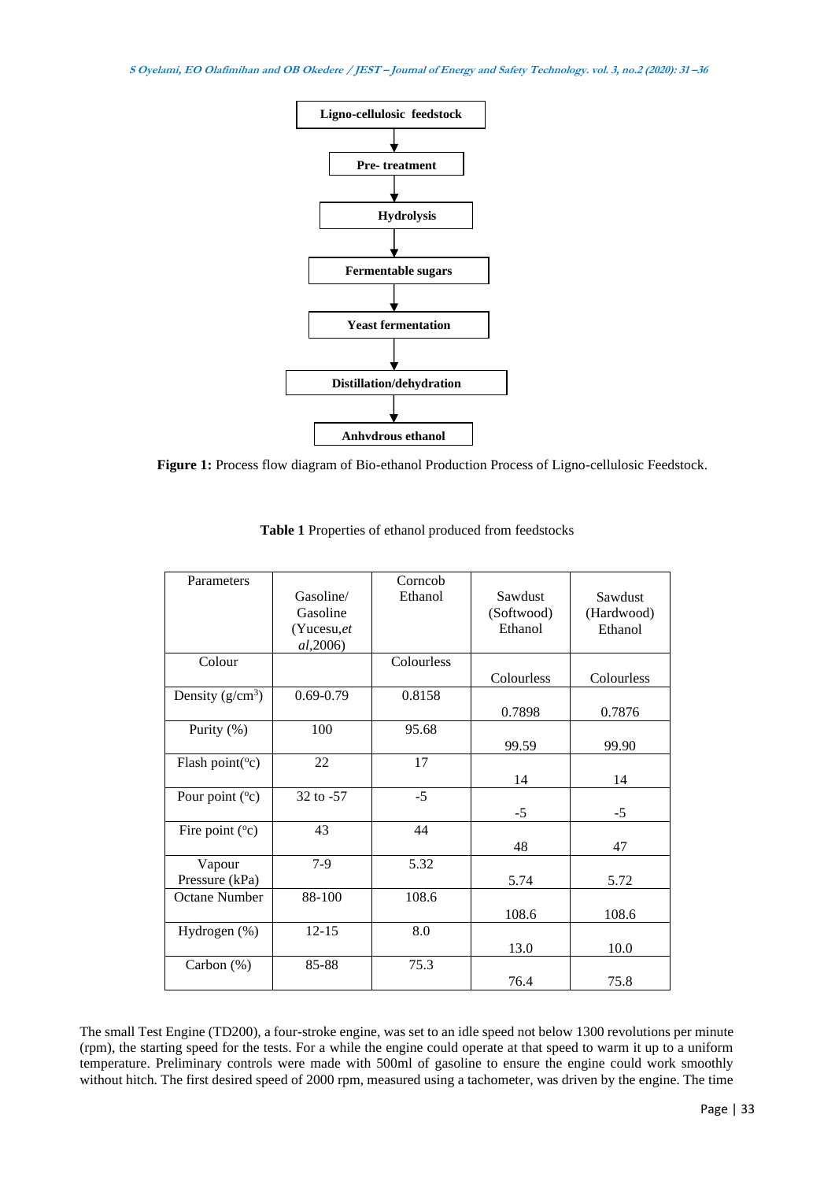Ligno-cellulosic feedstock → Pre- treatment → Hydrolysis → Fermentable sugars → Yeast fermentation → Distillation/dehydration → Anhydrous ethanol

**Figure 1:** Process flow diagram of Bio-ethanol Production Process of Ligno-cellulosic Feedstock.

**Table 1** Properties of ethanol produced from feedstocks

| Parameters | Gasoline/ Gasoline (Yucesu,*et al*,2006) | Corncob Ethanol | Sawdust (Softwood) Ethanol | Sawdust (Hardwood) Ethanol |
|---|---|---|---|---|
| Colour | | Colourless | Colourless | Colourless |
| Density (g/cm$^3$) | 0.69-0.79 | 0.8158 | 0.7898 | 0.7876 |
| Purity (%) | 100 | 95.68 | 99.59 | 99.90 |
| Flash point(°c) | 22 | 17 | 14 | 14 |
| Pour point (°c) | 32 to -57 | -5 | -5 | -5 |
| Fire point (°c) | 43 | 44 | 48 | 47 |
| Vapour Pressure (kPa) | 7-9 | 5.32 | 5.74 | 5.72 |
| Octane Number | 88-100 | 108.6 | 108.6 | 108.6 |
| Hydrogen (%) | 12-15 | 8.0 | 13.0 | 10.0 |
| Carbon (%) | 85-88 | 75.3 | 76.4 | 75.8 |

The small Test Engine (TD200), a four-stroke engine, was set to an idle speed not below 1300 revolutions per minute (rpm), the starting speed for the tests. For a while the engine could operate at that speed to warm it up to a uniform temperature. Preliminary controls were made with 500ml of gasoline to ensure the engine could work smoothly without hitch. The first desired speed of 2000 rpm, measured using a tachometer, was driven by the engine. The time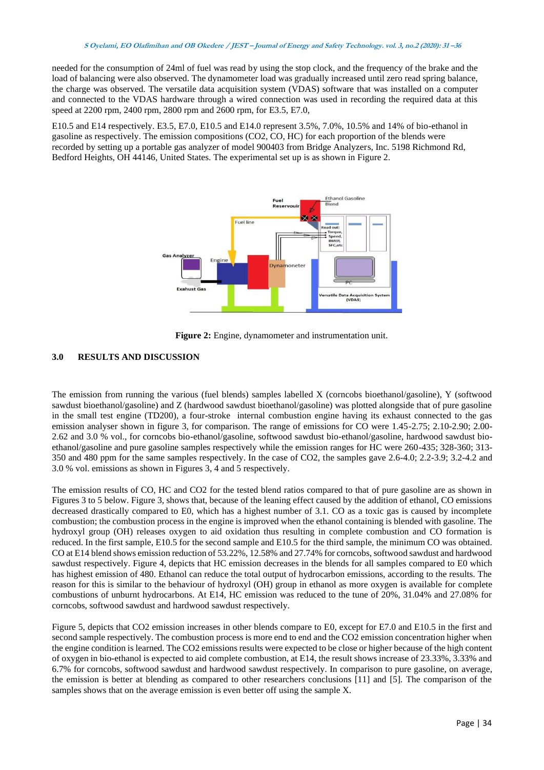needed for the consumption of 24ml of fuel was read by using the stop clock, and the frequency of the brake and the load of balancing were also observed. The dynamometer load was gradually increased until zero read spring balance, the charge was observed. The versatile data acquisition system (VDAS) software that was installed on a computer and connected to the VDAS hardware through a wired connection was used in recording the required data at this speed at 2200 rpm, 2400 rpm, 2800 rpm and 2600 rpm, for E3.5, E7.0,

E10.5 and E14 respectively. E3.5, E7.0, E10.5 and E14.0 represent 3.5%, 7.0%, 10.5% and 14% of bio-ethanol in gasoline as respectively. The emission compositions ($CO_2$, CO, HC) for each proportion of the blends were recorded by setting up a portable gas analyzer of model 900403 from Bridge Analyzers, Inc. 5198 Richmond Rd, Bedford Heights, OH 44146, United States. The experimental set up is as shown in Figure 2.

**Figure 2:** Engine, dynamometer and instrumentation unit.

## 3.0 RESULTS AND DISCUSSION

The emission from running the various (fuel blends) samples labelled X (corncobs bioethanol/gasoline), Y (softwood sawdust bioethanol/gasoline) and Z (hardwood sawdust bioethanol/gasoline) was plotted alongside that of pure gasoline in the small test engine (TD200), a four-stroke internal combustion engine having its exhaust connected to the gas emission analyser shown in figure 3, for comparison. The range of emissions for CO were 1.45-2.75; 2.10-2.90; 2.00-2.62 and 3.0 % vol., for corncobs bio-ethanol/gasoline, softwood sawdust bio-ethanol/gasoline, hardwood sawdust bio-ethanol/gasoline and pure gasoline samples respectively while the emission ranges for HC were 260-435; 328-360; 313-350 and 480 ppm for the same samples respectively. In the case of $CO_2$, the samples gave 2.6-4.0; 2.2-3.9; 3.2-4.2 and 3.0 % vol. emissions as shown in Figures 3, 4 and 5 respectively.

The emission results of CO, HC and $CO_2$ for the tested blend ratios compared to that of pure gasoline are as shown in Figures 3 to 5 below. Figure 3, shows that, because of the leaning effect caused by the addition of ethanol, CO emissions decreased drastically compared to E0, which has a highest number of 3.1. CO as a toxic gas is caused by incomplete combustion; the combustion process in the engine is improved when the ethanol containing is blended with gasoline. The hydroxyl group (OH) releases oxygen to aid oxidation thus resulting in complete combustion and CO formation is reduced. In the first sample, E10.5 for the second sample and E10.5 for the third sample, the minimum CO was obtained. CO at E14 blend shows emission reduction of 53.22%, 12.58% and 27.74% for corncobs, softwood sawdust and hardwood sawdust respectively. Figure 4, depicts that HC emission decreases in the blends for all samples compared to E0 which has highest emission of 480. Ethanol can reduce the total output of hydrocarbon emissions, according to the results. The reason for this is similar to the behaviour of hydroxyl (OH) group in ethanol as more oxygen is available for complete combustions of unburnt hydrocarbons. At E14, HC emission was reduced to the tune of 20%, 31.04% and 27.08% for corncobs, softwood sawdust and hardwood sawdust respectively.

Figure 5, depicts that $CO_2$ emission increases in other blends compare to E0, except for E7.0 and E10.5 in the first and second sample respectively. The combustion process is more end to end and the $CO_2$ emission concentration higher when the engine condition is learned. The $CO_2$ emissions results were expected to be close or higher because of the high content of oxygen in bio-ethanol is expected to aid complete combustion, at E14, the result shows increase of 23.33%, 3.33% and 6.7% for corncobs, softwood sawdust and hardwood sawdust respectively. In comparison to pure gasoline, on average, the emission is better at blending as compared to other researchers conclusions [11] and [5]. The comparison of the samples shows that on the average emission is even better off using the sample X.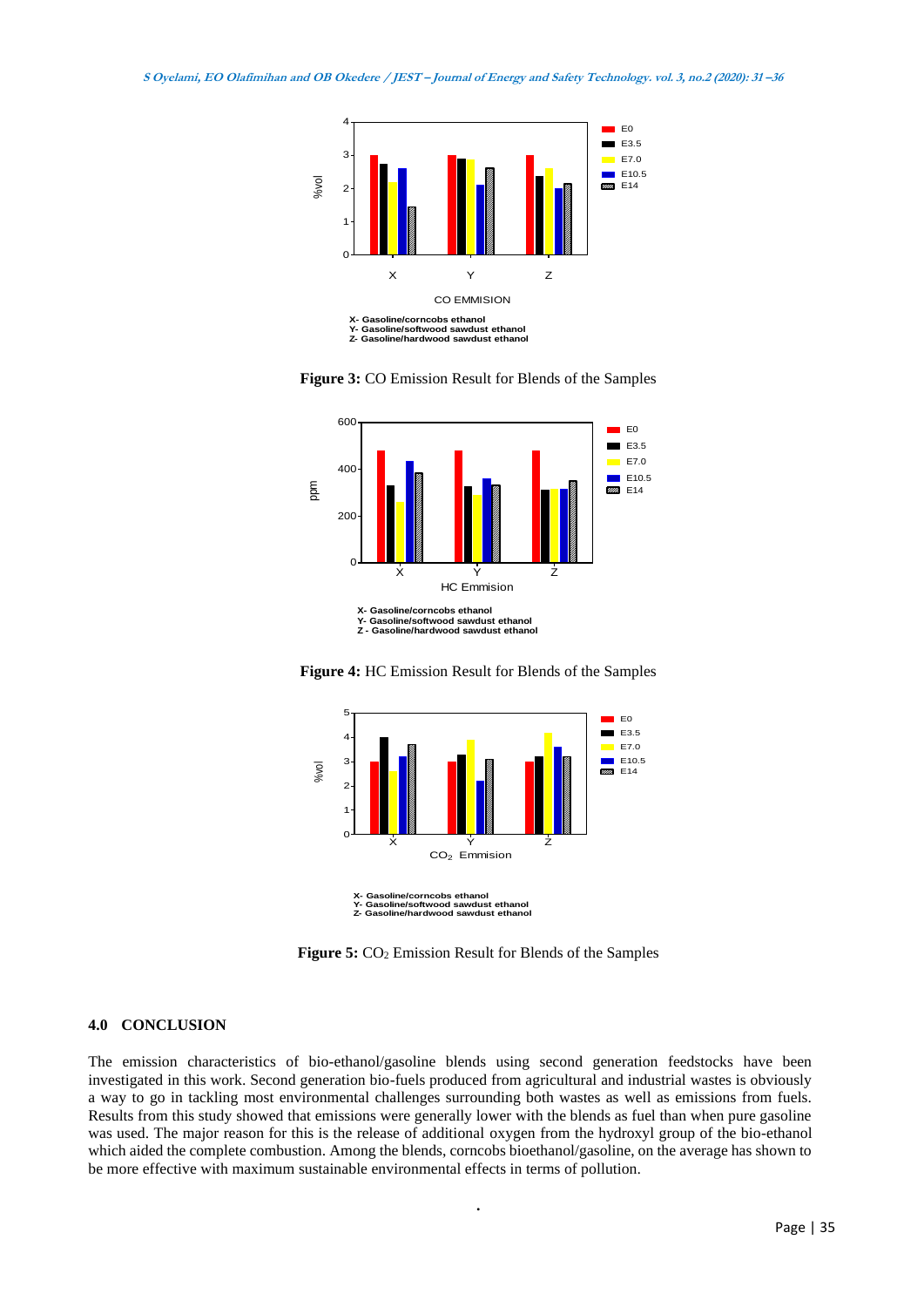Figure 3: CO Emission Result for Blends of the Samples

**Figure 4:** HC Emission Result for Blends of the Samples

**Figure 5:** $CO_2$ Emission Result for Blends of the Samples

## 4.0 CONCLUSION

The emission characteristics of bio-ethanol/gasoline blends using second generation feedstocks have been investigated in this work. Second generation bio-fuels produced from agricultural and industrial wastes is obviously a way to go in tackling most environmental challenges surrounding both wastes as well as emissions from fuels. Results from this study showed that emissions were generally lower with the blends as fuel than when pure gasoline was used. The major reason for this is the release of additional oxygen from the hydroxyl group of the bio-ethanol which aided the complete combustion. Among the blends, corncobs bioethanol/gasoline, on the average has shown to be more effective with maximum sustainable environmental effects in terms of pollution.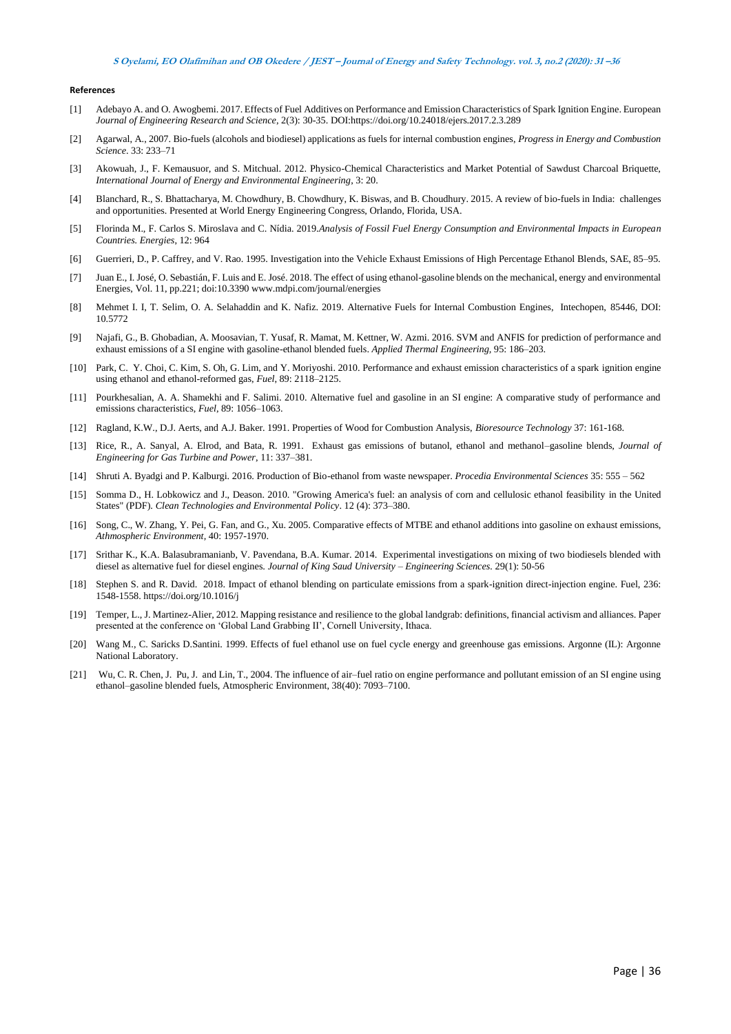**References**

[1] Adebayo A. and O. Awogbemi. 2017. Effects of Fuel Additives on Performance and Emission Characteristics of Spark Ignition Engine. European *Journal of Engineering Research and Science*, 2(3): 30-35. DOI:https://doi.org/10.24018/ejers.2017.2.3.289

[2] Agarwal, A., 2007. Bio-fuels (alcohols and biodiesel) applications as fuels for internal combustion engines, *Progress in Energy and Combustion Science*. 33: 233–71

[3] Akowuah, J., F. Kemausuor, and S. Mitchual. 2012. Physico-Chemical Characteristics and Market Potential of Sawdust Charcoal Briquette, *International Journal of Energy and Environmental Engineering*, 3: 20.

[4] Blanchard, R., S. Bhattacharya, M. Chowdhury, B. Chowdhury, K. Biswas, and B. Choudhury. 2015. A review of bio-fuels in India: challenges and opportunities. Presented at World Energy Engineering Congress, Orlando, Florida, USA.

[5] Florinda M., F. Carlos S. Miroslava and C. Nídia. 2019.*Analysis of Fossil Fuel Energy Consumption and Environmental Impacts in European Countries. Energies*, 12: 964

[6] Guerrieri, D., P. Caffrey, and V. Rao. 1995. Investigation into the Vehicle Exhaust Emissions of High Percentage Ethanol Blends, SAE, 85–95.

[7] Juan E., I. José, O. Sebastián, F. Luis and E. José. 2018. The effect of using ethanol-gasoline blends on the mechanical, energy and environmental Energies, Vol. 11, pp.221; doi:10.3390 www.mdpi.com/journal/energies

[8] Mehmet I. I, T. Selim, O. A. Selahaddin and K. Nafiz. 2019. Alternative Fuels for Internal Combustion Engines, Intechopen, 85446, DOI: 10.5772

[9] Najafi, G., B. Ghobadian, A. Moosavian, T. Yusaf, R. Mamat, M. Kettner, W. Azmi. 2016. SVM and ANFIS for prediction of performance and exhaust emissions of a SI engine with gasoline-ethanol blended fuels. *Applied Thermal Engineering*, 95: 186–203.

[10] Park, C. Y. Choi, C. Kim, S. Oh, G. Lim, and Y. Moriyoshi. 2010. Performance and exhaust emission characteristics of a spark ignition engine using ethanol and ethanol-reformed gas, *Fuel*, 89: 2118–2125.

[11] Pourkhesalian, A. A. Shamekhi and F. Salimi. 2010. Alternative fuel and gasoline in an SI engine: A comparative study of performance and emissions characteristics, *Fuel*, 89: 1056–1063.

[12] Ragland, K.W., D.J. Aerts, and A.J. Baker. 1991. Properties of Wood for Combustion Analysis, *Bioresource Technology* 37: 161-168.

[13] Rice, R., A. Sanyal, A. Elrod, and Bata, R. 1991. Exhaust gas emissions of butanol, ethanol and methanol–gasoline blends, *Journal of Engineering for Gas Turbine and Power*, 11: 337–381.

[14] Shruti A. Byadgi and P. Kalburgi. 2016. Production of Bio-ethanol from waste newspaper. *Procedia Environmental Sciences* 35: 555 – 562

[15] Somma D., H. Lobkowicz and J., Deason. 2010. "Growing America's fuel: an analysis of corn and cellulosic ethanol feasibility in the United States" (PDF). *Clean Technologies and Environmental Policy*. 12 (4): 373–380.

[16] Song, C., W. Zhang, Y. Pei, G. Fan, and G., Xu. 2005. Comparative effects of MTBE and ethanol additions into gasoline on exhaust emissions, *Athmospheric Environment*, 40: 1957-1970.

[17] Srithar K., K.A. Balasubramanianb, V. Pavendana, B.A. Kumar. 2014. Experimental investigations on mixing of two biodiesels blended with diesel as alternative fuel for diesel engines. *Journal of King Saud University – Engineering Sciences*. 29(1): 50-56

[18] Stephen S. and R. David. 2018. Impact of ethanol blending on particulate emissions from a spark-ignition direct-injection engine. Fuel, 236: 1548-1558. https://doi.org/10.1016/j

[19] Temper, L., J. Martinez-Alier, 2012. Mapping resistance and resilience to the global landgrab: definitions, financial activism and alliances. Paper presented at the conference on 'Global Land Grabbing II', Cornell University, Ithaca.

[20] Wang M., C. Saricks D.Santini. 1999. Effects of fuel ethanol use on fuel cycle energy and greenhouse gas emissions. Argonne (IL): Argonne National Laboratory.

[21] Wu, C. R. Chen, J. Pu, J. and Lin, T., 2004. The influence of air–fuel ratio on engine performance and pollutant emission of an SI engine using ethanol–gasoline blended fuels, Atmospheric Environment, 38(40): 7093–7100.